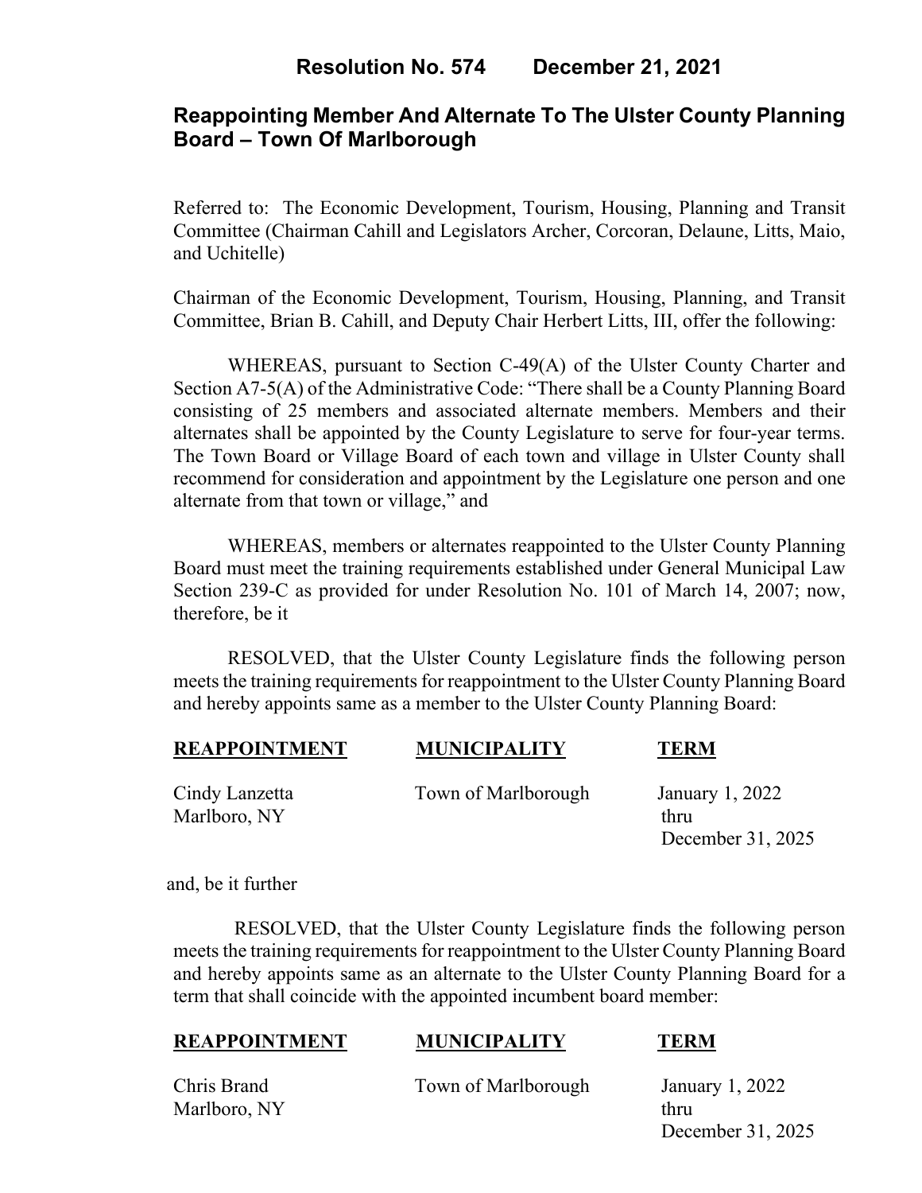# Resolution No. 574 December 21, 2021

## Reappointing Member And Alternate To The Ulster County Planning Board – Town Of Marlborough

Referred to: The Economic Development, Tourism, Housing, Planning and Transit Committee (Chairman Cahill and Legislators Archer, Corcoran, Delaune, Litts, Maio, and Uchitelle)

Chairman of the Economic Development, Tourism, Housing, Planning, and Transit Committee, Brian B. Cahill, and Deputy Chair Herbert Litts, III, offer the following:

WHEREAS, pursuant to Section C-49(A) of the Ulster County Charter and Section A7-5(A) of the Administrative Code: "There shall be a County Planning Board consisting of 25 members and associated alternate members. Members and their alternates shall be appointed by the County Legislature to serve for four-year terms. The Town Board or Village Board of each town and village in Ulster County shall recommend for consideration and appointment by the Legislature one person and one alternate from that town or village," and

WHEREAS, members or alternates reappointed to the Ulster County Planning Board must meet the training requirements established under General Municipal Law Section 239-C as provided for under Resolution No. 101 of March 14, 2007; now, therefore, be it

RESOLVED, that the Ulster County Legislature finds the following person meets the training requirements for reappointment to the Ulster County Planning Board and hereby appoints same as a member to the Ulster County Planning Board:

| REAPPOINTMENT | MUNICIPALITY | TERM |
|---|---|---|
| Cindy Lanzetta<br>Marlboro, NY | Town of Marlborough | January 1, 2022<br>thru<br>December 31, 2025 |

and, be it further

RESOLVED, that the Ulster County Legislature finds the following person meets the training requirements for reappointment to the Ulster County Planning Board and hereby appoints same as an alternate to the Ulster County Planning Board for a term that shall coincide with the appointed incumbent board member:

| REAPPOINTMENT | MUNICIPALITY | TERM |
|---|---|---|
| Chris Brand<br>Marlboro, NY | Town of Marlborough | January 1, 2022<br>thru<br>December 31, 2025 |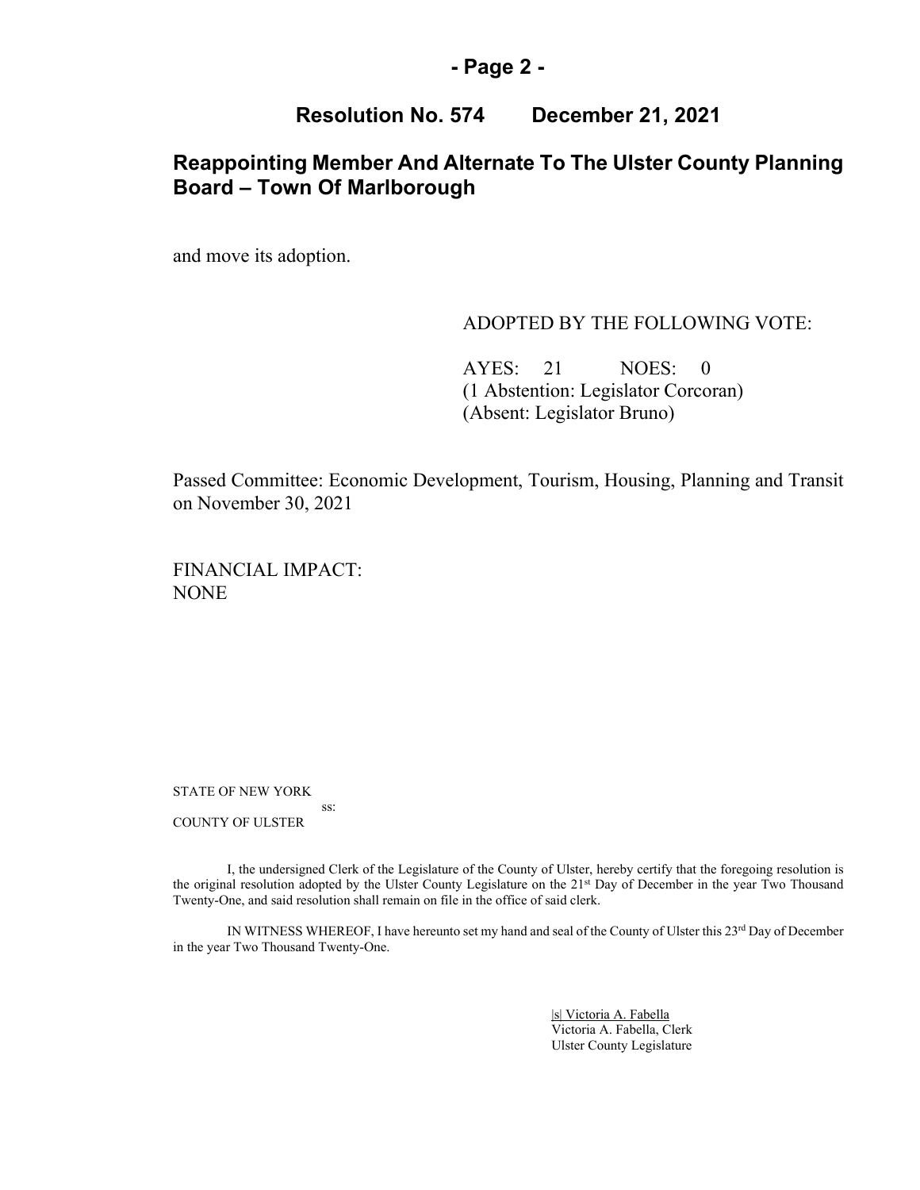## Resolution No. 574 December 21, 2021

## Reappointing Member And Alternate To The Ulster County Planning Board – Town Of Marlborough

and move its adoption.

ADOPTED BY THE FOLLOWING VOTE:

AYES: 21 NOES: 0
(1 Abstention: Legislator Corcoran)
(Absent: Legislator Bruno)

Passed Committee: Economic Development, Tourism, Housing, Planning and Transit on November 30, 2021

FINANCIAL IMPACT:
NONE

STATE OF NEW YORK
ss:
COUNTY OF ULSTER

I, the undersigned Clerk of the Legislature of the County of Ulster, hereby certify that the foregoing resolution is the original resolution adopted by the Ulster County Legislature on the 21st Day of December in the year Two Thousand Twenty-One, and said resolution shall remain on file in the office of said clerk.

IN WITNESS WHEREOF, I have hereunto set my hand and seal of the County of Ulster this 23rd Day of December in the year Two Thousand Twenty-One.

|s| Victoria A. Fabella
Victoria A. Fabella, Clerk
Ulster County Legislature